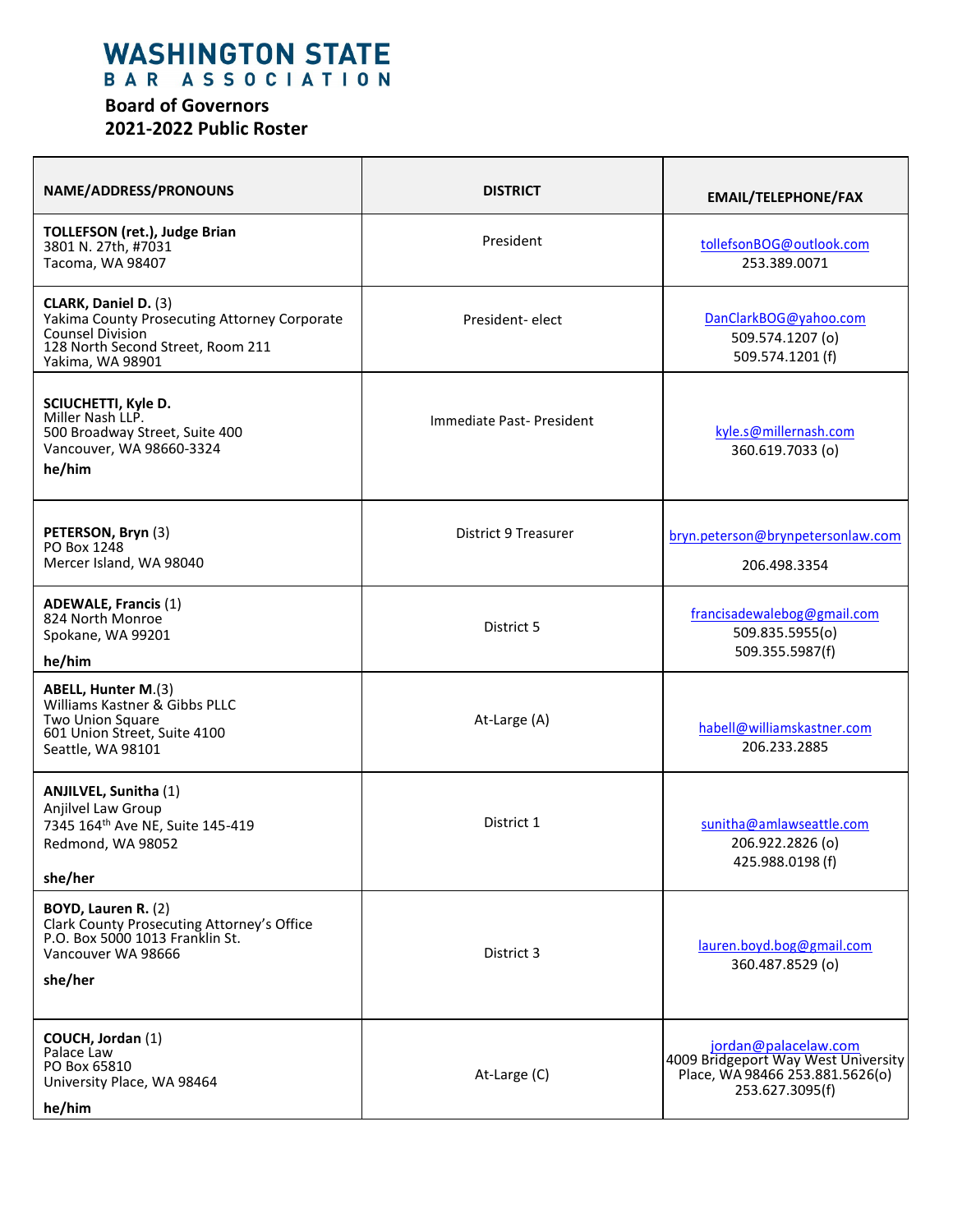# WASHINGTON STATE BAR ASSOCIATION

## Board of Governors
## 2021-2022 Public Roster

| NAME/ADDRESS/PRONOUNS | DISTRICT | EMAIL/TELEPHONE/FAX |
|---|---|---|
| **TOLLEFSON (ret.), Judge Brian**<br>3801 N. 27th, #7031<br>Tacoma, WA 98407 | President | tollefsonBOG@outlook.com<br>253.389.0071 |
| **CLARK, Daniel D.** (3)<br>Yakima County Prosecuting Attorney Corporate Counsel Division<br>128 North Second Street, Room 211<br>Yakima, WA 98901 | President- elect | DanClarkBOG@yahoo.com<br>509.574.1207 (o)<br>509.574.1201 (f) |
| **SCIUCHETTI, Kyle D.**<br>Miller Nash LLP.<br>500 Broadway Street, Suite 400<br>Vancouver, WA 98660-3324<br>**he/him** | Immediate Past- President | kyle.s@millernash.com<br>360.619.7033 (o) |
| **PETERSON, Bryn** (3)<br>PO Box 1248<br>Mercer Island, WA 98040 | District 9 Treasurer | bryn.peterson@brynpetersonlaw.com<br>206.498.3354 |
| **ADEWALE, Francis** (1)<br>824 North Monroe<br>Spokane, WA 99201<br>**he/him** | District 5 | francisadewalebog@gmail.com<br>509.835.5955(o)<br>509.355.5987(f) |
| **ABELL, Hunter M.**(3)<br>Williams Kastner & Gibbs PLLC<br>Two Union Square<br>601 Union Street, Suite 4100<br>Seattle, WA 98101 | At-Large (A) | habell@williamskastner.com<br>206.233.2885 |
| **ANJILVEL, Sunitha** (1)<br>Anjilvel Law Group<br>7345 164th Ave NE, Suite 145-419<br>Redmond, WA 98052<br>**she/her** | District 1 | sunitha@amlawseattle.com<br>206.922.2826 (o)<br>425.988.0198 (f) |
| **BOYD, Lauren R.** (2)<br>Clark County Prosecuting Attorney's Office<br>P.O. Box 5000 1013 Franklin St.<br>Vancouver WA 98666<br>**she/her** | District 3 | lauren.boyd.bog@gmail.com<br>360.487.8529 (o) |
| **COUCH, Jordan** (1)<br>Palace Law<br>PO Box 65810<br>University Place, WA 98464<br>**he/him** | At-Large (C) | jordan@palacelaw.com<br>4009 Bridgeport Way West University Place, WA 98466 253.881.5626(o)<br>253.627.3095(f) |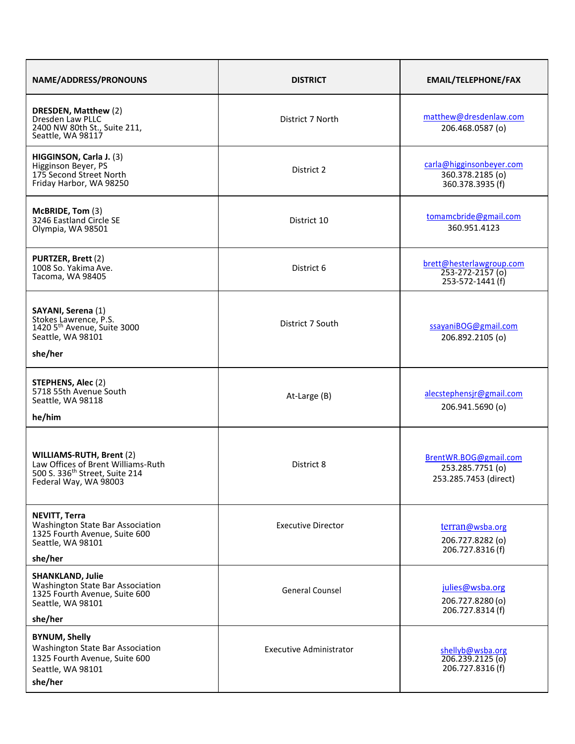| NAME/ADDRESS/PRONOUNS | DISTRICT | EMAIL/TELEPHONE/FAX |
|---|---|---|
| **DRESDEN, Matthew** (2)<br>Dresden Law PLLC<br>2400 NW 80th St., Suite 211,<br>Seattle, WA 98117 | District 7 North | matthew@dresdenlaw.com<br>206.468.0587 (o) |
| **HIGGINSON, Carla J.** (3)<br>Higginson Beyer, PS<br>175 Second Street North<br>Friday Harbor, WA 98250 | District 2 | carla@higginsonbeyer.com<br>360.378.2185 (o)<br>360.378.3935 (f) |
| **McBRIDE, Tom** (3)<br>3246 Eastland Circle SE<br>Olympia, WA 98501 | District 10 | tomamcbride@gmail.com<br>360.951.4123 |
| **PURTZER, Brett** (2)<br>1008 So. Yakima Ave.<br>Tacoma, WA 98405 | District 6 | brett@hesterlawgroup.com<br>253-272-2157 (o)<br>253-572-1441 (f) |
| **SAYANI, Serena** (1)<br>Stokes Lawrence, P.S.<br>1420 5th Avenue, Suite 3000<br>Seattle, WA 98101<br>**she/her** | District 7 South | ssayaniBOG@gmail.com<br>206.892.2105 (o) |
| **STEPHENS, Alec** (2)<br>5718 55th Avenue South<br>Seattle, WA 98118<br>**he/him** | At-Large (B) | alecstephensjr@gmail.com<br>206.941.5690 (o) |
| **WILLIAMS-RUTH, Brent** (2)<br>Law Offices of Brent Williams-Ruth<br>500 S. 336th Street, Suite 214<br>Federal Way, WA 98003 | District 8 | BrentWR.BOG@gmail.com<br>253.285.7751 (o)<br>253.285.7453 (direct) |
| **NEVITT, Terra**<br>Washington State Bar Association<br>1325 Fourth Avenue, Suite 600<br>Seattle, WA 98101<br>**she/her** | Executive Director | terran@wsba.org<br>206.727.8282 (o)<br>206.727.8316 (f) |
| **SHANKLAND, Julie**<br>Washington State Bar Association<br>1325 Fourth Avenue, Suite 600<br>Seattle, WA 98101<br>**she/her** | General Counsel | julies@wsba.org<br>206.727.8280 (o)<br>206.727.8314 (f) |
| **BYNUM, Shelly**<br>Washington State Bar Association<br>1325 Fourth Avenue, Suite 600<br>Seattle, WA 98101<br>**she/her** | Executive Administrator | shellyb@wsba.org<br>206.239.2125 (o)<br>206.727.8316 (f) |